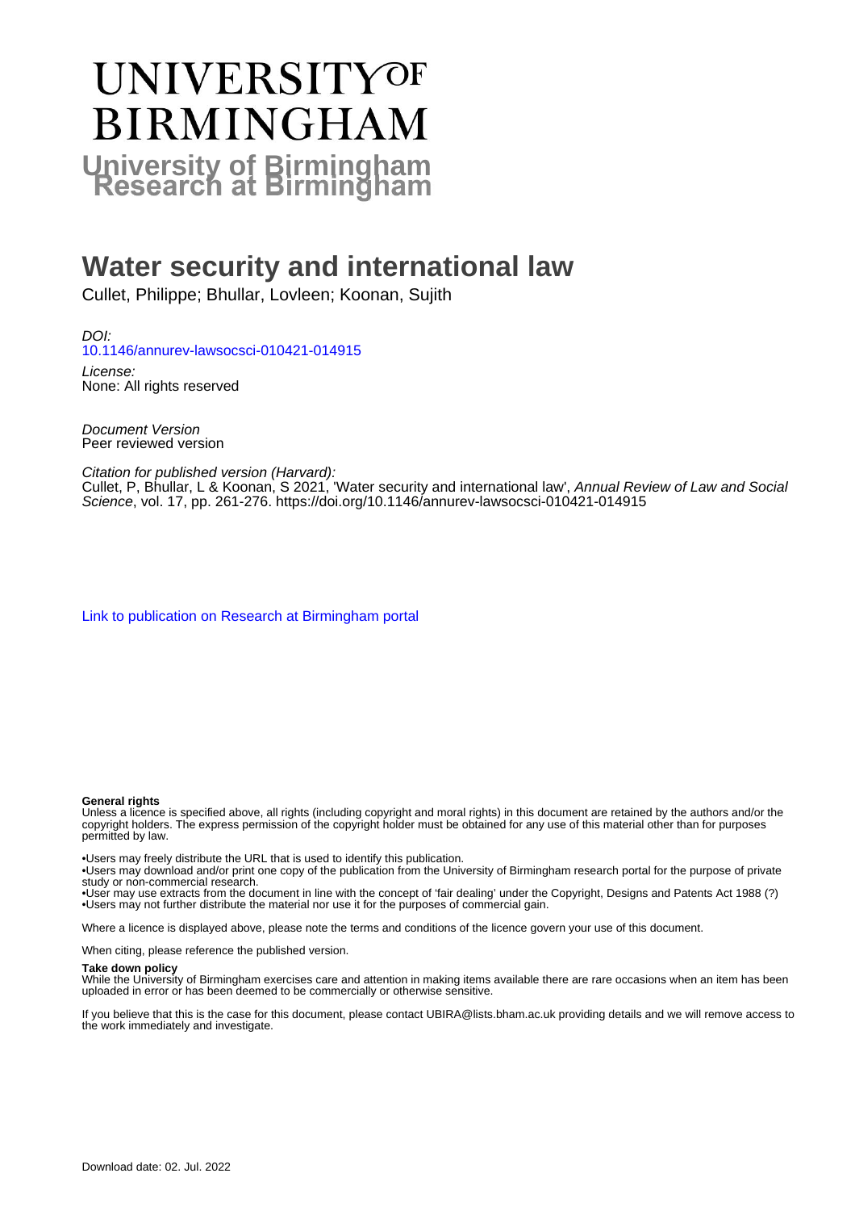# UNIVERSITY OF BIRMINGHAM

## University of Birmingham Research at Birmingham

# Water security and international law

Cullet, Philippe; Bhullar, Lovleen; Koonan, Sujith

*DOI:*
[10.1146/annurev-lawsocsci-010421-014915](https://doi.org/10.1146/annurev-lawsocsci-010421-014915)

*License:*
None: All rights reserved

*Document Version*
Peer reviewed version

*Citation for published version (Harvard):*
Cullet, P, Bhullar, L & Koonan, S 2021, 'Water security and international law', *Annual Review of Law and Social Science*, vol. 17, pp. 261-276. https://doi.org/10.1146/annurev-lawsocsci-010421-014915

[Link to publication on Research at Birmingham portal](#)

**General rights**

Unless a licence is specified above, all rights (including copyright and moral rights) in this document are retained by the authors and/or the copyright holders. The express permission of the copyright holder must be obtained for any use of this material other than for purposes permitted by law.

•Users may freely distribute the URL that is used to identify this publication.
•Users may download and/or print one copy of the publication from the University of Birmingham research portal for the purpose of private study or non-commercial research.
•User may use extracts from the document in line with the concept of 'fair dealing' under the Copyright, Designs and Patents Act 1988 (?)
•Users may not further distribute the material nor use it for the purposes of commercial gain.

Where a licence is displayed above, please note the terms and conditions of the licence govern your use of this document.

When citing, please reference the published version.

**Take down policy**

While the University of Birmingham exercises care and attention in making items available there are rare occasions when an item has been uploaded in error or has been deemed to be commercially or otherwise sensitive.

If you believe that this is the case for this document, please contact UBIRA@lists.bham.ac.uk providing details and we will remove access to the work immediately and investigate.

Download date: 02. Jul. 2022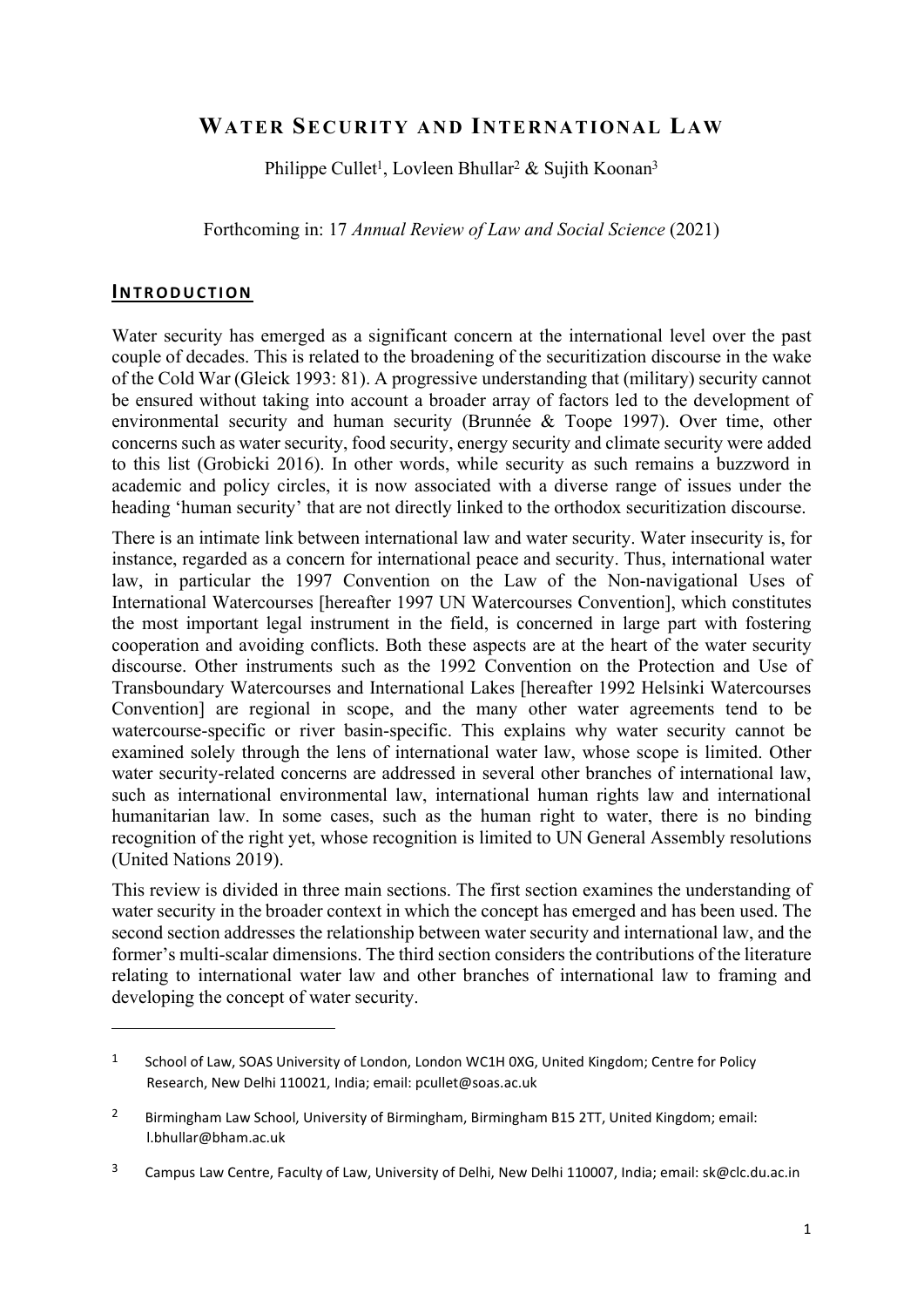# WATER SECURITY AND INTERNATIONAL LAW

Philippe Cullet[1], Lovleen Bhullar[2] & Sujith Koonan[3]

Forthcoming in: 17 *Annual Review of Law and Social Science* (2021)

## INTRODUCTION

Water security has emerged as a significant concern at the international level over the past couple of decades. This is related to the broadening of the securitization discourse in the wake of the Cold War (Gleick 1993: 81). A progressive understanding that (military) security cannot be ensured without taking into account a broader array of factors led to the development of environmental security and human security (Brunnée & Toope 1997). Over time, other concerns such as water security, food security, energy security and climate security were added to this list (Grobicki 2016). In other words, while security as such remains a buzzword in academic and policy circles, it is now associated with a diverse range of issues under the heading 'human security' that are not directly linked to the orthodox securitization discourse.

There is an intimate link between international law and water security. Water insecurity is, for instance, regarded as a concern for international peace and security. Thus, international water law, in particular the 1997 Convention on the Law of the Non-navigational Uses of International Watercourses [hereafter 1997 UN Watercourses Convention], which constitutes the most important legal instrument in the field, is concerned in large part with fostering cooperation and avoiding conflicts. Both these aspects are at the heart of the water security discourse. Other instruments such as the 1992 Convention on the Protection and Use of Transboundary Watercourses and International Lakes [hereafter 1992 Helsinki Watercourses Convention] are regional in scope, and the many other water agreements tend to be watercourse-specific or river basin-specific. This explains why water security cannot be examined solely through the lens of international water law, whose scope is limited. Other water security-related concerns are addressed in several other branches of international law, such as international environmental law, international human rights law and international humanitarian law. In some cases, such as the human right to water, there is no binding recognition of the right yet, whose recognition is limited to UN General Assembly resolutions (United Nations 2019).

This review is divided in three main sections. The first section examines the understanding of water security in the broader context in which the concept has emerged and has been used. The second section addresses the relationship between water security and international law, and the former's multi-scalar dimensions. The third section considers the contributions of the literature relating to international water law and other branches of international law to framing and developing the concept of water security.

---

[1] School of Law, SOAS University of London, London WC1H 0XG, United Kingdom; Centre for Policy Research, New Delhi 110021, India; email: pcullet@soas.ac.uk

[2] Birmingham Law School, University of Birmingham, Birmingham B15 2TT, United Kingdom; email: l.bhullar@bham.ac.uk

[3] Campus Law Centre, Faculty of Law, University of Delhi, New Delhi 110007, India; email: sk@clc.du.ac.in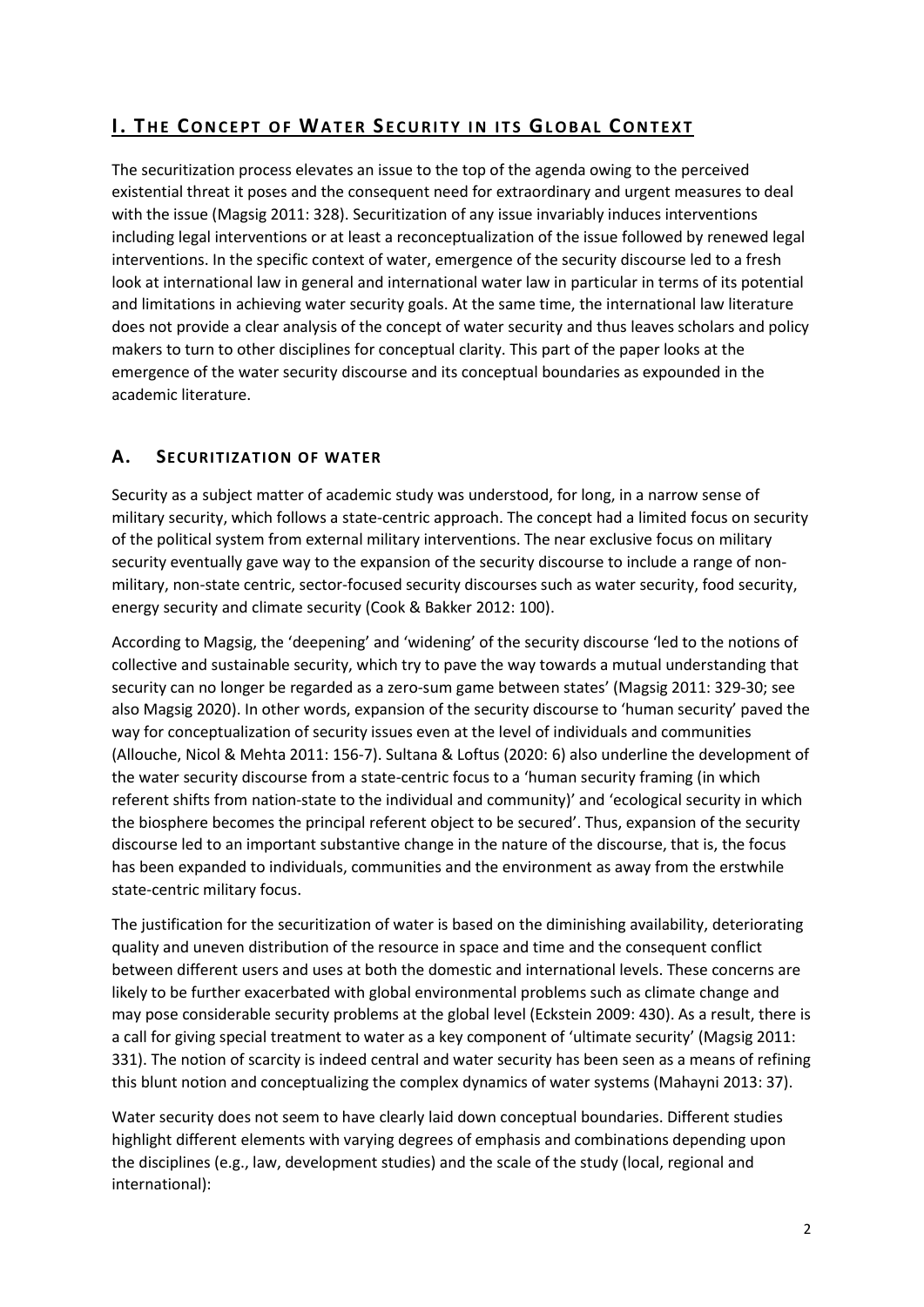# I. The Concept of Water Security in its Global Context

The securitization process elevates an issue to the top of the agenda owing to the perceived existential threat it poses and the consequent need for extraordinary and urgent measures to deal with the issue (Magsig 2011: 328). Securitization of any issue invariably induces interventions including legal interventions or at least a reconceptualization of the issue followed by renewed legal interventions. In the specific context of water, emergence of the security discourse led to a fresh look at international law in general and international water law in particular in terms of its potential and limitations in achieving water security goals. At the same time, the international law literature does not provide a clear analysis of the concept of water security and thus leaves scholars and policy makers to turn to other disciplines for conceptual clarity. This part of the paper looks at the emergence of the water security discourse and its conceptual boundaries as expounded in the academic literature.

## A. Securitization of Water

Security as a subject matter of academic study was understood, for long, in a narrow sense of military security, which follows a state-centric approach. The concept had a limited focus on security of the political system from external military interventions. The near exclusive focus on military security eventually gave way to the expansion of the security discourse to include a range of non-military, non-state centric, sector-focused security discourses such as water security, food security, energy security and climate security (Cook & Bakker 2012: 100).

According to Magsig, the 'deepening' and 'widening' of the security discourse 'led to the notions of collective and sustainable security, which try to pave the way towards a mutual understanding that security can no longer be regarded as a zero-sum game between states' (Magsig 2011: 329-30; see also Magsig 2020). In other words, expansion of the security discourse to 'human security' paved the way for conceptualization of security issues even at the level of individuals and communities (Allouche, Nicol & Mehta 2011: 156-7). Sultana & Loftus (2020: 6) also underline the development of the water security discourse from a state-centric focus to a 'human security framing (in which referent shifts from nation-state to the individual and community)' and 'ecological security in which the biosphere becomes the principal referent object to be secured'. Thus, expansion of the security discourse led to an important substantive change in the nature of the discourse, that is, the focus has been expanded to individuals, communities and the environment as away from the erstwhile state-centric military focus.

The justification for the securitization of water is based on the diminishing availability, deteriorating quality and uneven distribution of the resource in space and time and the consequent conflict between different users and uses at both the domestic and international levels. These concerns are likely to be further exacerbated with global environmental problems such as climate change and may pose considerable security problems at the global level (Eckstein 2009: 430). As a result, there is a call for giving special treatment to water as a key component of 'ultimate security' (Magsig 2011: 331). The notion of scarcity is indeed central and water security has been seen as a means of refining this blunt notion and conceptualizing the complex dynamics of water systems (Mahayni 2013: 37).

Water security does not seem to have clearly laid down conceptual boundaries. Different studies highlight different elements with varying degrees of emphasis and combinations depending upon the disciplines (e.g., law, development studies) and the scale of the study (local, regional and international):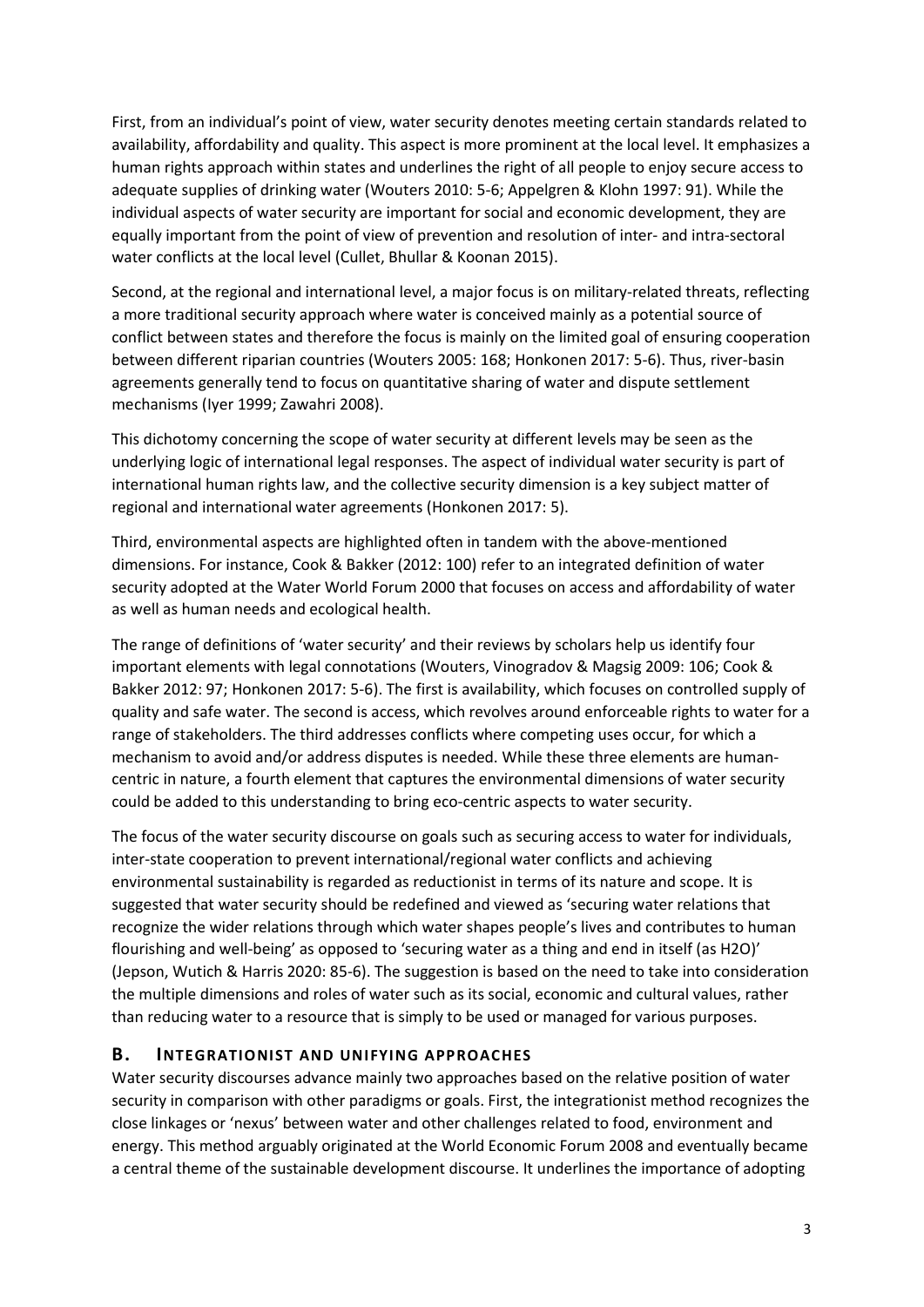First, from an individual's point of view, water security denotes meeting certain standards related to availability, affordability and quality. This aspect is more prominent at the local level. It emphasizes a human rights approach within states and underlines the right of all people to enjoy secure access to adequate supplies of drinking water (Wouters 2010: 5-6; Appelgren & Klohn 1997: 91). While the individual aspects of water security are important for social and economic development, they are equally important from the point of view of prevention and resolution of inter- and intra-sectoral water conflicts at the local level (Cullet, Bhullar & Koonan 2015).

Second, at the regional and international level, a major focus is on military-related threats, reflecting a more traditional security approach where water is conceived mainly as a potential source of conflict between states and therefore the focus is mainly on the limited goal of ensuring cooperation between different riparian countries (Wouters 2005: 168; Honkonen 2017: 5-6). Thus, river-basin agreements generally tend to focus on quantitative sharing of water and dispute settlement mechanisms (Iyer 1999; Zawahri 2008).

This dichotomy concerning the scope of water security at different levels may be seen as the underlying logic of international legal responses. The aspect of individual water security is part of international human rights law, and the collective security dimension is a key subject matter of regional and international water agreements (Honkonen 2017: 5).

Third, environmental aspects are highlighted often in tandem with the above-mentioned dimensions. For instance, Cook & Bakker (2012: 100) refer to an integrated definition of water security adopted at the Water World Forum 2000 that focuses on access and affordability of water as well as human needs and ecological health.

The range of definitions of 'water security' and their reviews by scholars help us identify four important elements with legal connotations (Wouters, Vinogradov & Magsig 2009: 106; Cook & Bakker 2012: 97; Honkonen 2017: 5-6). The first is availability, which focuses on controlled supply of quality and safe water. The second is access, which revolves around enforceable rights to water for a range of stakeholders. The third addresses conflicts where competing uses occur, for which a mechanism to avoid and/or address disputes is needed. While these three elements are human-centric in nature, a fourth element that captures the environmental dimensions of water security could be added to this understanding to bring eco-centric aspects to water security.

The focus of the water security discourse on goals such as securing access to water for individuals, inter-state cooperation to prevent international/regional water conflicts and achieving environmental sustainability is regarded as reductionist in terms of its nature and scope. It is suggested that water security should be redefined and viewed as 'securing water relations that recognize the wider relations through which water shapes people's lives and contributes to human flourishing and well-being' as opposed to 'securing water as a thing and end in itself (as H2O)' (Jepson, Wutich & Harris 2020: 85-6). The suggestion is based on the need to take into consideration the multiple dimensions and roles of water such as its social, economic and cultural values, rather than reducing water to a resource that is simply to be used or managed for various purposes.

## B. Integrationist and Unifying Approaches

Water security discourses advance mainly two approaches based on the relative position of water security in comparison with other paradigms or goals. First, the integrationist method recognizes the close linkages or 'nexus' between water and other challenges related to food, environment and energy. This method arguably originated at the World Economic Forum 2008 and eventually became a central theme of the sustainable development discourse. It underlines the importance of adopting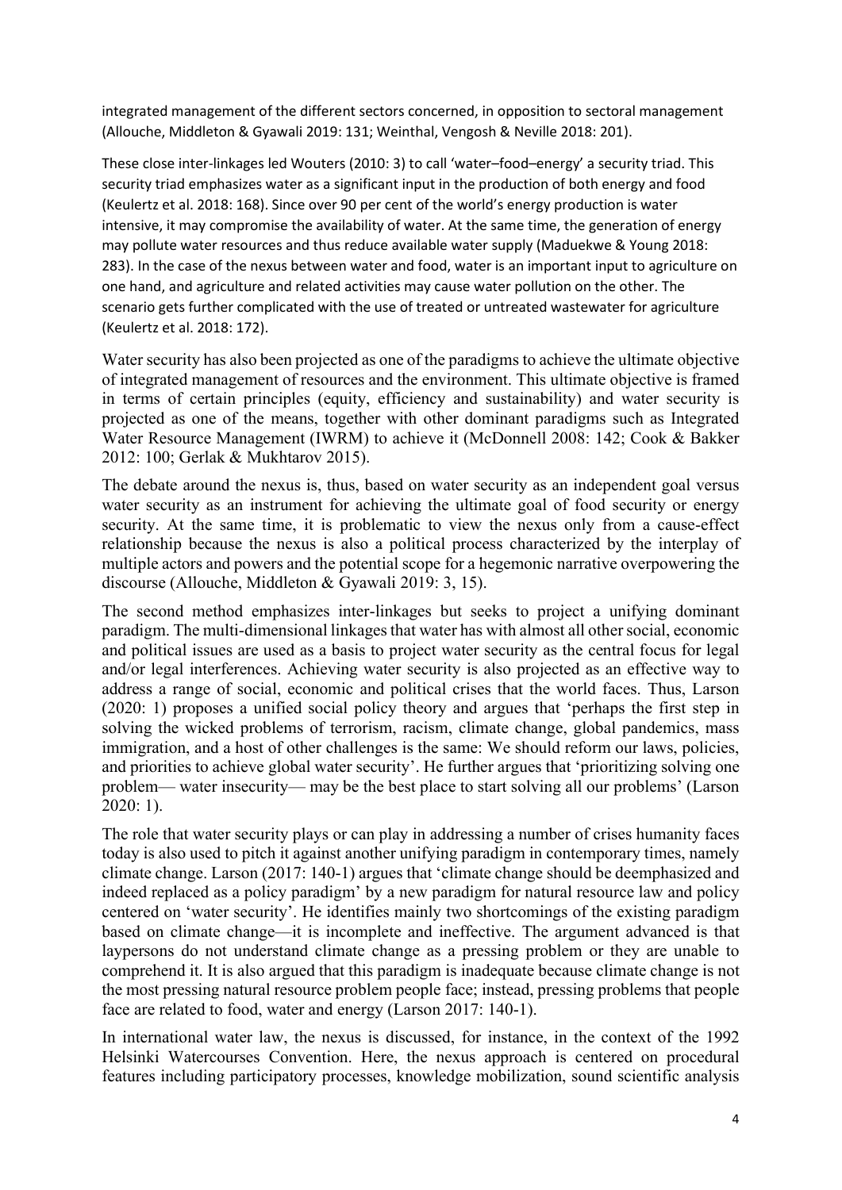integrated management of the different sectors concerned, in opposition to sectoral management (Allouche, Middleton & Gyawali 2019: 131; Weinthal, Vengosh & Neville 2018: 201).

These close inter-linkages led Wouters (2010: 3) to call 'water–food–energy' a security triad. This security triad emphasizes water as a significant input in the production of both energy and food (Keulertz et al. 2018: 168). Since over 90 per cent of the world's energy production is water intensive, it may compromise the availability of water. At the same time, the generation of energy may pollute water resources and thus reduce available water supply (Maduekwe & Young 2018: 283). In the case of the nexus between water and food, water is an important input to agriculture on one hand, and agriculture and related activities may cause water pollution on the other. The scenario gets further complicated with the use of treated or untreated wastewater for agriculture (Keulertz et al. 2018: 172).

Water security has also been projected as one of the paradigms to achieve the ultimate objective of integrated management of resources and the environment. This ultimate objective is framed in terms of certain principles (equity, efficiency and sustainability) and water security is projected as one of the means, together with other dominant paradigms such as Integrated Water Resource Management (IWRM) to achieve it (McDonnell 2008: 142; Cook & Bakker 2012: 100; Gerlak & Mukhtarov 2015).

The debate around the nexus is, thus, based on water security as an independent goal versus water security as an instrument for achieving the ultimate goal of food security or energy security. At the same time, it is problematic to view the nexus only from a cause-effect relationship because the nexus is also a political process characterized by the interplay of multiple actors and powers and the potential scope for a hegemonic narrative overpowering the discourse (Allouche, Middleton & Gyawali 2019: 3, 15).

The second method emphasizes inter-linkages but seeks to project a unifying dominant paradigm. The multi-dimensional linkages that water has with almost all other social, economic and political issues are used as a basis to project water security as the central focus for legal and/or legal interferences. Achieving water security is also projected as an effective way to address a range of social, economic and political crises that the world faces. Thus, Larson (2020: 1) proposes a unified social policy theory and argues that 'perhaps the first step in solving the wicked problems of terrorism, racism, climate change, global pandemics, mass immigration, and a host of other challenges is the same: We should reform our laws, policies, and priorities to achieve global water security'. He further argues that 'prioritizing solving one problem— water insecurity— may be the best place to start solving all our problems' (Larson 2020: 1).

The role that water security plays or can play in addressing a number of crises humanity faces today is also used to pitch it against another unifying paradigm in contemporary times, namely climate change. Larson (2017: 140-1) argues that 'climate change should be deemphasized and indeed replaced as a policy paradigm' by a new paradigm for natural resource law and policy centered on 'water security'. He identifies mainly two shortcomings of the existing paradigm based on climate change—it is incomplete and ineffective. The argument advanced is that laypersons do not understand climate change as a pressing problem or they are unable to comprehend it. It is also argued that this paradigm is inadequate because climate change is not the most pressing natural resource problem people face; instead, pressing problems that people face are related to food, water and energy (Larson 2017: 140-1).

In international water law, the nexus is discussed, for instance, in the context of the 1992 Helsinki Watercourses Convention. Here, the nexus approach is centered on procedural features including participatory processes, knowledge mobilization, sound scientific analysis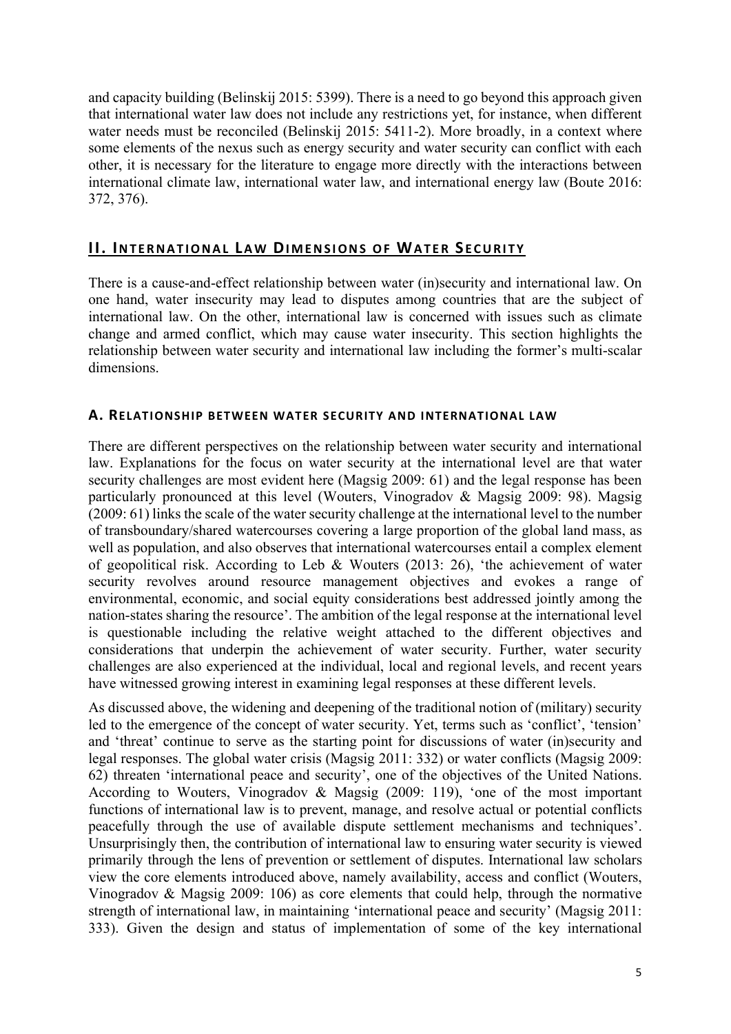and capacity building (Belinskij 2015: 5399). There is a need to go beyond this approach given that international water law does not include any restrictions yet, for instance, when different water needs must be reconciled (Belinskij 2015: 5411-2). More broadly, in a context where some elements of the nexus such as energy security and water security can conflict with each other, it is necessary for the literature to engage more directly with the interactions between international climate law, international water law, and international energy law (Boute 2016: 372, 376).

## II. International Law Dimensions of Water Security

There is a cause-and-effect relationship between water (in)security and international law. On one hand, water insecurity may lead to disputes among countries that are the subject of international law. On the other, international law is concerned with issues such as climate change and armed conflict, which may cause water insecurity. This section highlights the relationship between water security and international law including the former's multi-scalar dimensions.

### A. Relationship between water security and international law

There are different perspectives on the relationship between water security and international law. Explanations for the focus on water security at the international level are that water security challenges are most evident here (Magsig 2009: 61) and the legal response has been particularly pronounced at this level (Wouters, Vinogradov & Magsig 2009: 98). Magsig (2009: 61) links the scale of the water security challenge at the international level to the number of transboundary/shared watercourses covering a large proportion of the global land mass, as well as population, and also observes that international watercourses entail a complex element of geopolitical risk. According to Leb & Wouters (2013: 26), 'the achievement of water security revolves around resource management objectives and evokes a range of environmental, economic, and social equity considerations best addressed jointly among the nation-states sharing the resource'. The ambition of the legal response at the international level is questionable including the relative weight attached to the different objectives and considerations that underpin the achievement of water security. Further, water security challenges are also experienced at the individual, local and regional levels, and recent years have witnessed growing interest in examining legal responses at these different levels.

As discussed above, the widening and deepening of the traditional notion of (military) security led to the emergence of the concept of water security. Yet, terms such as 'conflict', 'tension' and 'threat' continue to serve as the starting point for discussions of water (in)security and legal responses. The global water crisis (Magsig 2011: 332) or water conflicts (Magsig 2009: 62) threaten 'international peace and security', one of the objectives of the United Nations. According to Wouters, Vinogradov & Magsig (2009: 119), 'one of the most important functions of international law is to prevent, manage, and resolve actual or potential conflicts peacefully through the use of available dispute settlement mechanisms and techniques'. Unsurprisingly then, the contribution of international law to ensuring water security is viewed primarily through the lens of prevention or settlement of disputes. International law scholars view the core elements introduced above, namely availability, access and conflict (Wouters, Vinogradov & Magsig 2009: 106) as core elements that could help, through the normative strength of international law, in maintaining 'international peace and security' (Magsig 2011: 333). Given the design and status of implementation of some of the key international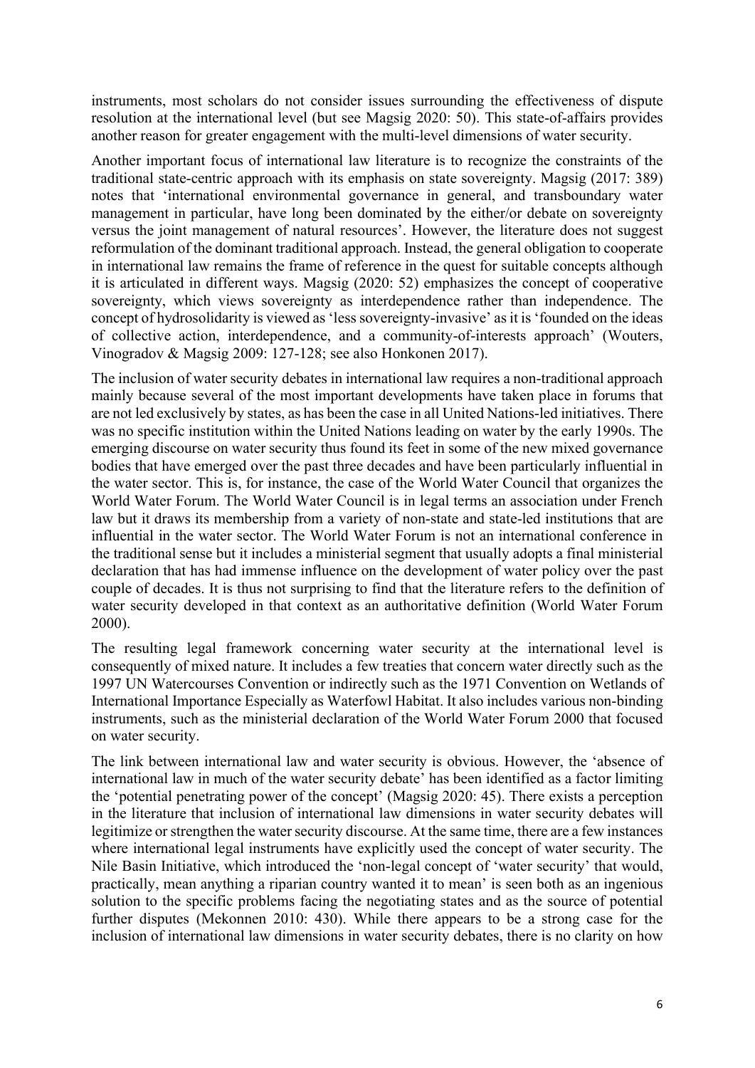instruments, most scholars do not consider issues surrounding the effectiveness of dispute resolution at the international level (but see Magsig 2020: 50). This state-of-affairs provides another reason for greater engagement with the multi-level dimensions of water security.

Another important focus of international law literature is to recognize the constraints of the traditional state-centric approach with its emphasis on state sovereignty. Magsig (2017: 389) notes that 'international environmental governance in general, and transboundary water management in particular, have long been dominated by the either/or debate on sovereignty versus the joint management of natural resources'. However, the literature does not suggest reformulation of the dominant traditional approach. Instead, the general obligation to cooperate in international law remains the frame of reference in the quest for suitable concepts although it is articulated in different ways. Magsig (2020: 52) emphasizes the concept of cooperative sovereignty, which views sovereignty as interdependence rather than independence. The concept of hydrosolidarity is viewed as 'less sovereignty-invasive' as it is 'founded on the ideas of collective action, interdependence, and a community-of-interests approach' (Wouters, Vinogradov & Magsig 2009: 127-128; see also Honkonen 2017).

The inclusion of water security debates in international law requires a non-traditional approach mainly because several of the most important developments have taken place in forums that are not led exclusively by states, as has been the case in all United Nations-led initiatives. There was no specific institution within the United Nations leading on water by the early 1990s. The emerging discourse on water security thus found its feet in some of the new mixed governance bodies that have emerged over the past three decades and have been particularly influential in the water sector. This is, for instance, the case of the World Water Council that organizes the World Water Forum. The World Water Council is in legal terms an association under French law but it draws its membership from a variety of non-state and state-led institutions that are influential in the water sector. The World Water Forum is not an international conference in the traditional sense but it includes a ministerial segment that usually adopts a final ministerial declaration that has had immense influence on the development of water policy over the past couple of decades. It is thus not surprising to find that the literature refers to the definition of water security developed in that context as an authoritative definition (World Water Forum 2000).

The resulting legal framework concerning water security at the international level is consequently of mixed nature. It includes a few treaties that concern water directly such as the 1997 UN Watercourses Convention or indirectly such as the 1971 Convention on Wetlands of International Importance Especially as Waterfowl Habitat. It also includes various non-binding instruments, such as the ministerial declaration of the World Water Forum 2000 that focused on water security.

The link between international law and water security is obvious. However, the 'absence of international law in much of the water security debate' has been identified as a factor limiting the 'potential penetrating power of the concept' (Magsig 2020: 45). There exists a perception in the literature that inclusion of international law dimensions in water security debates will legitimize or strengthen the water security discourse. At the same time, there are a few instances where international legal instruments have explicitly used the concept of water security. The Nile Basin Initiative, which introduced the 'non-legal concept of 'water security' that would, practically, mean anything a riparian country wanted it to mean' is seen both as an ingenious solution to the specific problems facing the negotiating states and as the source of potential further disputes (Mekonnen 2010: 430). While there appears to be a strong case for the inclusion of international law dimensions in water security debates, there is no clarity on how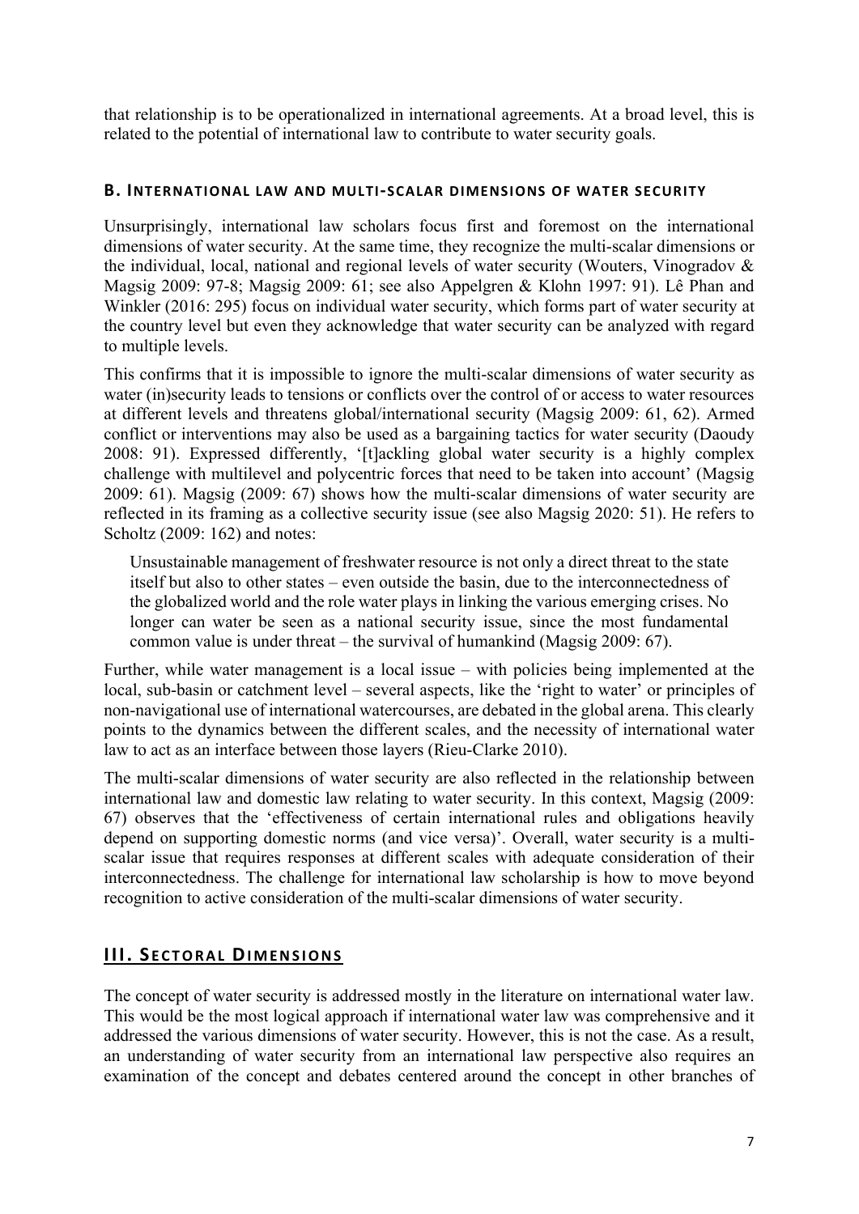that relationship is to be operationalized in international agreements. At a broad level, this is related to the potential of international law to contribute to water security goals.

### B. International law and multi-scalar dimensions of water security

Unsurprisingly, international law scholars focus first and foremost on the international dimensions of water security. At the same time, they recognize the multi-scalar dimensions or the individual, local, national and regional levels of water security (Wouters, Vinogradov & Magsig 2009: 97-8; Magsig 2009: 61; see also Appelgren & Klohn 1997: 91). Lê Phan and Winkler (2016: 295) focus on individual water security, which forms part of water security at the country level but even they acknowledge that water security can be analyzed with regard to multiple levels.

This confirms that it is impossible to ignore the multi-scalar dimensions of water security as water (in)security leads to tensions or conflicts over the control of or access to water resources at different levels and threatens global/international security (Magsig 2009: 61, 62). Armed conflict or interventions may also be used as a bargaining tactics for water security (Daoudy 2008: 91). Expressed differently, '[t]ackling global water security is a highly complex challenge with multilevel and polycentric forces that need to be taken into account' (Magsig 2009: 61). Magsig (2009: 67) shows how the multi-scalar dimensions of water security are reflected in its framing as a collective security issue (see also Magsig 2020: 51). He refers to Scholtz (2009: 162) and notes:

> Unsustainable management of freshwater resource is not only a direct threat to the state itself but also to other states – even outside the basin, due to the interconnectedness of the globalized world and the role water plays in linking the various emerging crises. No longer can water be seen as a national security issue, since the most fundamental common value is under threat – the survival of humankind (Magsig 2009: 67).

Further, while water management is a local issue – with policies being implemented at the local, sub-basin or catchment level – several aspects, like the 'right to water' or principles of non-navigational use of international watercourses, are debated in the global arena. This clearly points to the dynamics between the different scales, and the necessity of international water law to act as an interface between those layers (Rieu-Clarke 2010).

The multi-scalar dimensions of water security are also reflected in the relationship between international law and domestic law relating to water security. In this context, Magsig (2009: 67) observes that the 'effectiveness of certain international rules and obligations heavily depend on supporting domestic norms (and vice versa)'. Overall, water security is a multi-scalar issue that requires responses at different scales with adequate consideration of their interconnectedness. The challenge for international law scholarship is how to move beyond recognition to active consideration of the multi-scalar dimensions of water security.

## III. Sectoral Dimensions

The concept of water security is addressed mostly in the literature on international water law. This would be the most logical approach if international water law was comprehensive and it addressed the various dimensions of water security. However, this is not the case. As a result, an understanding of water security from an international law perspective also requires an examination of the concept and debates centered around the concept in other branches of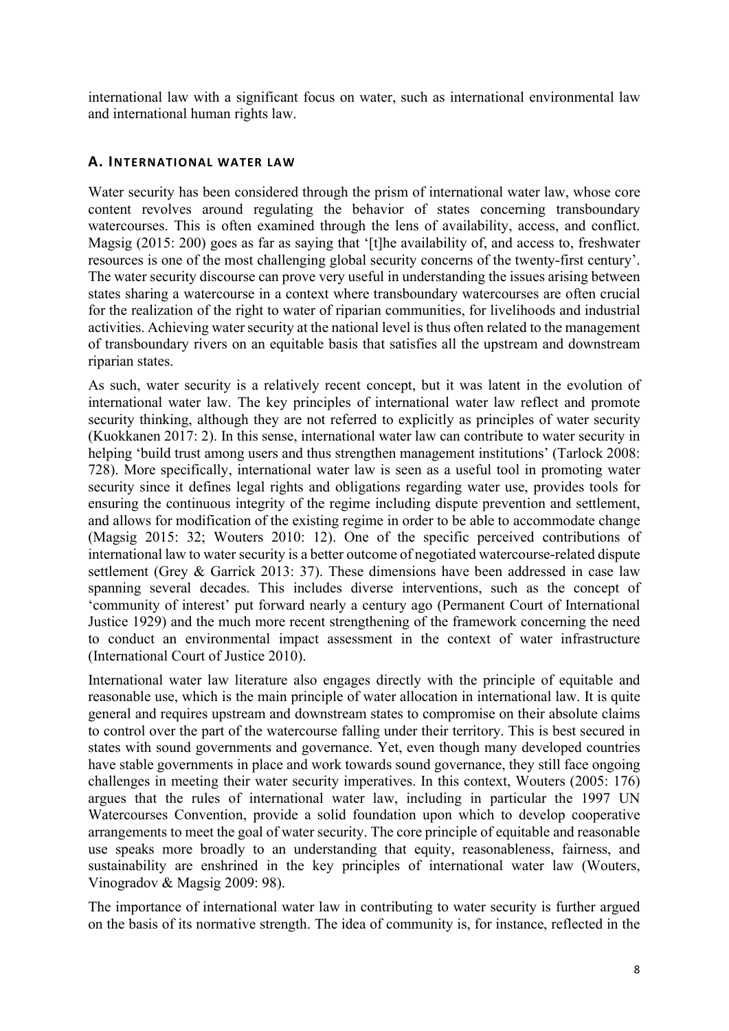international law with a significant focus on water, such as international environmental law and international human rights law.

## A. International water law

Water security has been considered through the prism of international water law, whose core content revolves around regulating the behavior of states concerning transboundary watercourses. This is often examined through the lens of availability, access, and conflict. Magsig (2015: 200) goes as far as saying that '[t]he availability of, and access to, freshwater resources is one of the most challenging global security concerns of the twenty-first century'. The water security discourse can prove very useful in understanding the issues arising between states sharing a watercourse in a context where transboundary watercourses are often crucial for the realization of the right to water of riparian communities, for livelihoods and industrial activities. Achieving water security at the national level is thus often related to the management of transboundary rivers on an equitable basis that satisfies all the upstream and downstream riparian states.

As such, water security is a relatively recent concept, but it was latent in the evolution of international water law. The key principles of international water law reflect and promote security thinking, although they are not referred to explicitly as principles of water security (Kuokkanen 2017: 2). In this sense, international water law can contribute to water security in helping 'build trust among users and thus strengthen management institutions' (Tarlock 2008: 728). More specifically, international water law is seen as a useful tool in promoting water security since it defines legal rights and obligations regarding water use, provides tools for ensuring the continuous integrity of the regime including dispute prevention and settlement, and allows for modification of the existing regime in order to be able to accommodate change (Magsig 2015: 32; Wouters 2010: 12). One of the specific perceived contributions of international law to water security is a better outcome of negotiated watercourse-related dispute settlement (Grey & Garrick 2013: 37). These dimensions have been addressed in case law spanning several decades. This includes diverse interventions, such as the concept of 'community of interest' put forward nearly a century ago (Permanent Court of International Justice 1929) and the much more recent strengthening of the framework concerning the need to conduct an environmental impact assessment in the context of water infrastructure (International Court of Justice 2010).

International water law literature also engages directly with the principle of equitable and reasonable use, which is the main principle of water allocation in international law. It is quite general and requires upstream and downstream states to compromise on their absolute claims to control over the part of the watercourse falling under their territory. This is best secured in states with sound governments and governance. Yet, even though many developed countries have stable governments in place and work towards sound governance, they still face ongoing challenges in meeting their water security imperatives. In this context, Wouters (2005: 176) argues that the rules of international water law, including in particular the 1997 UN Watercourses Convention, provide a solid foundation upon which to develop cooperative arrangements to meet the goal of water security. The core principle of equitable and reasonable use speaks more broadly to an understanding that equity, reasonableness, fairness, and sustainability are enshrined in the key principles of international water law (Wouters, Vinogradov & Magsig 2009: 98).

The importance of international water law in contributing to water security is further argued on the basis of its normative strength. The idea of community is, for instance, reflected in the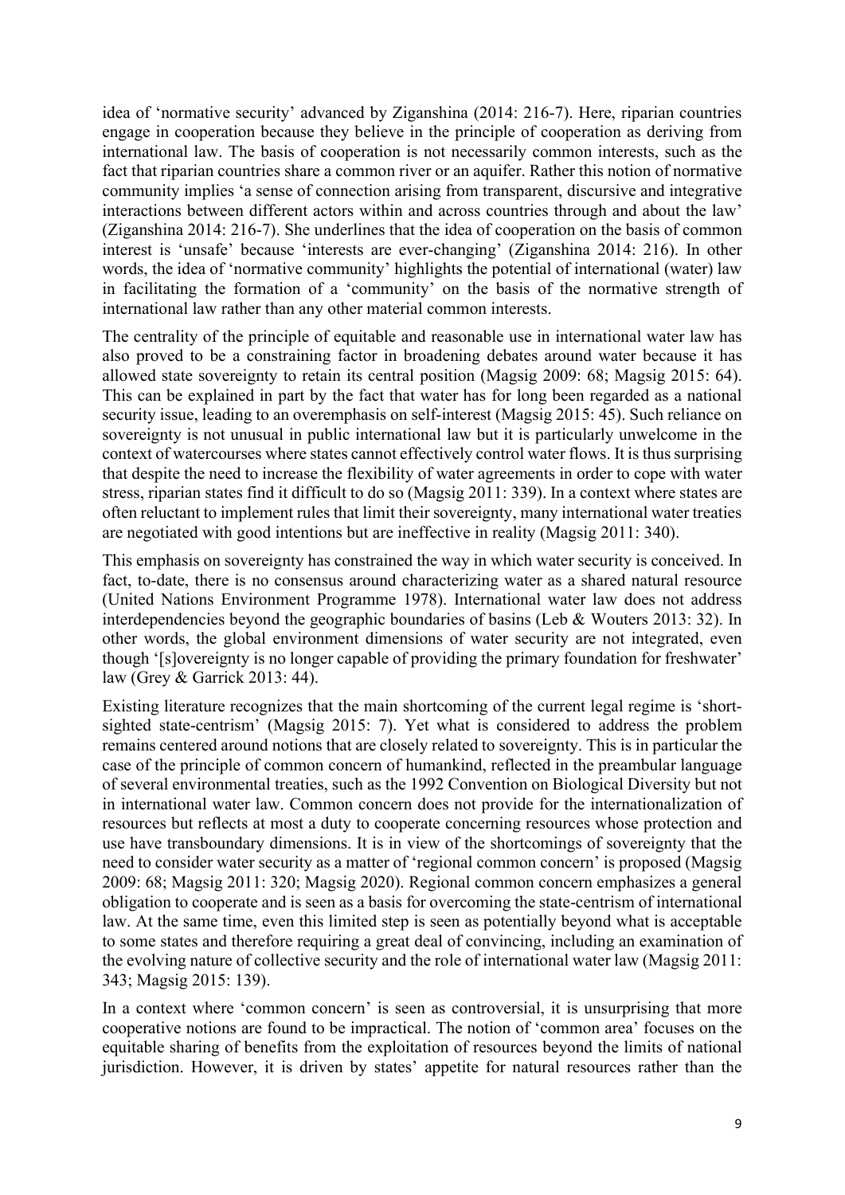idea of 'normative security' advanced by Ziganshina (2014: 216-7). Here, riparian countries engage in cooperation because they believe in the principle of cooperation as deriving from international law. The basis of cooperation is not necessarily common interests, such as the fact that riparian countries share a common river or an aquifer. Rather this notion of normative community implies 'a sense of connection arising from transparent, discursive and integrative interactions between different actors within and across countries through and about the law' (Ziganshina 2014: 216-7). She underlines that the idea of cooperation on the basis of common interest is 'unsafe' because 'interests are ever-changing' (Ziganshina 2014: 216). In other words, the idea of 'normative community' highlights the potential of international (water) law in facilitating the formation of a 'community' on the basis of the normative strength of international law rather than any other material common interests.

The centrality of the principle of equitable and reasonable use in international water law has also proved to be a constraining factor in broadening debates around water because it has allowed state sovereignty to retain its central position (Magsig 2009: 68; Magsig 2015: 64). This can be explained in part by the fact that water has for long been regarded as a national security issue, leading to an overemphasis on self-interest (Magsig 2015: 45). Such reliance on sovereignty is not unusual in public international law but it is particularly unwelcome in the context of watercourses where states cannot effectively control water flows. It is thus surprising that despite the need to increase the flexibility of water agreements in order to cope with water stress, riparian states find it difficult to do so (Magsig 2011: 339). In a context where states are often reluctant to implement rules that limit their sovereignty, many international water treaties are negotiated with good intentions but are ineffective in reality (Magsig 2011: 340).

This emphasis on sovereignty has constrained the way in which water security is conceived. In fact, to-date, there is no consensus around characterizing water as a shared natural resource (United Nations Environment Programme 1978). International water law does not address interdependencies beyond the geographic boundaries of basins (Leb & Wouters 2013: 32). In other words, the global environment dimensions of water security are not integrated, even though '[s]overeignty is no longer capable of providing the primary foundation for freshwater' law (Grey & Garrick 2013: 44).

Existing literature recognizes that the main shortcoming of the current legal regime is 'short-sighted state-centrism' (Magsig 2015: 7). Yet what is considered to address the problem remains centered around notions that are closely related to sovereignty. This is in particular the case of the principle of common concern of humankind, reflected in the preambular language of several environmental treaties, such as the 1992 Convention on Biological Diversity but not in international water law. Common concern does not provide for the internationalization of resources but reflects at most a duty to cooperate concerning resources whose protection and use have transboundary dimensions. It is in view of the shortcomings of sovereignty that the need to consider water security as a matter of 'regional common concern' is proposed (Magsig 2009: 68; Magsig 2011: 320; Magsig 2020). Regional common concern emphasizes a general obligation to cooperate and is seen as a basis for overcoming the state-centrism of international law. At the same time, even this limited step is seen as potentially beyond what is acceptable to some states and therefore requiring a great deal of convincing, including an examination of the evolving nature of collective security and the role of international water law (Magsig 2011: 343; Magsig 2015: 139).

In a context where 'common concern' is seen as controversial, it is unsurprising that more cooperative notions are found to be impractical. The notion of 'common area' focuses on the equitable sharing of benefits from the exploitation of resources beyond the limits of national jurisdiction. However, it is driven by states' appetite for natural resources rather than the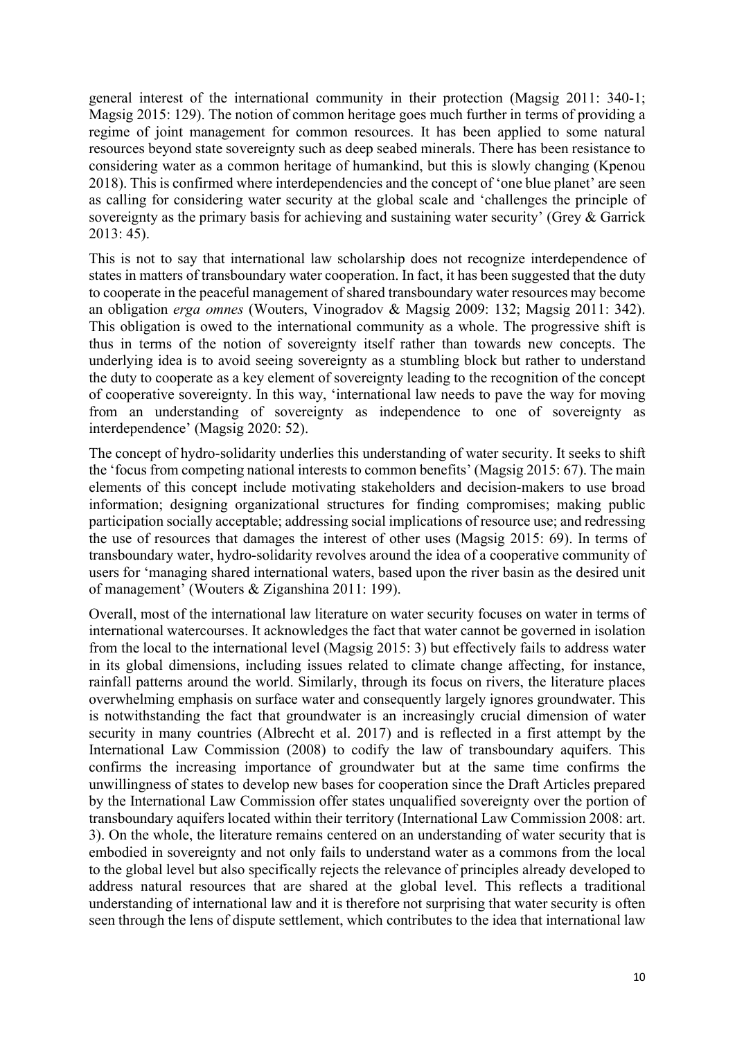general interest of the international community in their protection (Magsig 2011: 340-1; Magsig 2015: 129). The notion of common heritage goes much further in terms of providing a regime of joint management for common resources. It has been applied to some natural resources beyond state sovereignty such as deep seabed minerals. There has been resistance to considering water as a common heritage of humankind, but this is slowly changing (Kpenou 2018). This is confirmed where interdependencies and the concept of 'one blue planet' are seen as calling for considering water security at the global scale and 'challenges the principle of sovereignty as the primary basis for achieving and sustaining water security' (Grey & Garrick 2013: 45).

This is not to say that international law scholarship does not recognize interdependence of states in matters of transboundary water cooperation. In fact, it has been suggested that the duty to cooperate in the peaceful management of shared transboundary water resources may become an obligation *erga omnes* (Wouters, Vinogradov & Magsig 2009: 132; Magsig 2011: 342). This obligation is owed to the international community as a whole. The progressive shift is thus in terms of the notion of sovereignty itself rather than towards new concepts. The underlying idea is to avoid seeing sovereignty as a stumbling block but rather to understand the duty to cooperate as a key element of sovereignty leading to the recognition of the concept of cooperative sovereignty. In this way, 'international law needs to pave the way for moving from an understanding of sovereignty as independence to one of sovereignty as interdependence' (Magsig 2020: 52).

The concept of hydro-solidarity underlies this understanding of water security. It seeks to shift the 'focus from competing national interests to common benefits' (Magsig 2015: 67). The main elements of this concept include motivating stakeholders and decision-makers to use broad information; designing organizational structures for finding compromises; making public participation socially acceptable; addressing social implications of resource use; and redressing the use of resources that damages the interest of other uses (Magsig 2015: 69). In terms of transboundary water, hydro-solidarity revolves around the idea of a cooperative community of users for 'managing shared international waters, based upon the river basin as the desired unit of management' (Wouters & Ziganshina 2011: 199).

Overall, most of the international law literature on water security focuses on water in terms of international watercourses. It acknowledges the fact that water cannot be governed in isolation from the local to the international level (Magsig 2015: 3) but effectively fails to address water in its global dimensions, including issues related to climate change affecting, for instance, rainfall patterns around the world. Similarly, through its focus on rivers, the literature places overwhelming emphasis on surface water and consequently largely ignores groundwater. This is notwithstanding the fact that groundwater is an increasingly crucial dimension of water security in many countries (Albrecht et al. 2017) and is reflected in a first attempt by the International Law Commission (2008) to codify the law of transboundary aquifers. This confirms the increasing importance of groundwater but at the same time confirms the unwillingness of states to develop new bases for cooperation since the Draft Articles prepared by the International Law Commission offer states unqualified sovereignty over the portion of transboundary aquifers located within their territory (International Law Commission 2008: art. 3). On the whole, the literature remains centered on an understanding of water security that is embodied in sovereignty and not only fails to understand water as a commons from the local to the global level but also specifically rejects the relevance of principles already developed to address natural resources that are shared at the global level. This reflects a traditional understanding of international law and it is therefore not surprising that water security is often seen through the lens of dispute settlement, which contributes to the idea that international law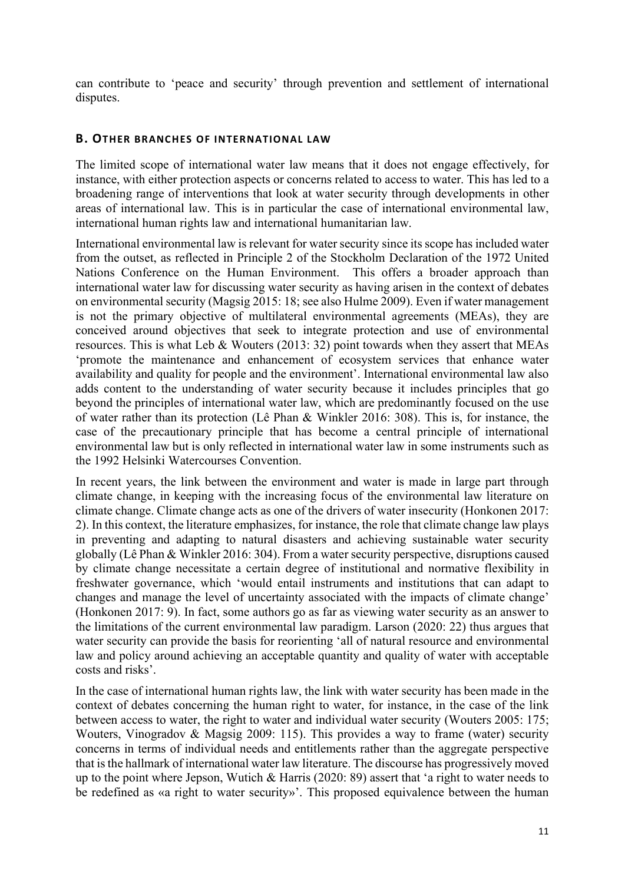can contribute to 'peace and security' through prevention and settlement of international disputes.

## B. Other branches of international law

The limited scope of international water law means that it does not engage effectively, for instance, with either protection aspects or concerns related to access to water. This has led to a broadening range of interventions that look at water security through developments in other areas of international law. This is in particular the case of international environmental law, international human rights law and international humanitarian law.

International environmental law is relevant for water security since its scope has included water from the outset, as reflected in Principle 2 of the Stockholm Declaration of the 1972 United Nations Conference on the Human Environment. This offers a broader approach than international water law for discussing water security as having arisen in the context of debates on environmental security (Magsig 2015: 18; see also Hulme 2009). Even if water management is not the primary objective of multilateral environmental agreements (MEAs), they are conceived around objectives that seek to integrate protection and use of environmental resources. This is what Leb & Wouters (2013: 32) point towards when they assert that MEAs 'promote the maintenance and enhancement of ecosystem services that enhance water availability and quality for people and the environment'. International environmental law also adds content to the understanding of water security because it includes principles that go beyond the principles of international water law, which are predominantly focused on the use of water rather than its protection (Lê Phan & Winkler 2016: 308). This is, for instance, the case of the precautionary principle that has become a central principle of international environmental law but is only reflected in international water law in some instruments such as the 1992 Helsinki Watercourses Convention.

In recent years, the link between the environment and water is made in large part through climate change, in keeping with the increasing focus of the environmental law literature on climate change. Climate change acts as one of the drivers of water insecurity (Honkonen 2017: 2). In this context, the literature emphasizes, for instance, the role that climate change law plays in preventing and adapting to natural disasters and achieving sustainable water security globally (Lê Phan & Winkler 2016: 304). From a water security perspective, disruptions caused by climate change necessitate a certain degree of institutional and normative flexibility in freshwater governance, which 'would entail instruments and institutions that can adapt to changes and manage the level of uncertainty associated with the impacts of climate change' (Honkonen 2017: 9). In fact, some authors go as far as viewing water security as an answer to the limitations of the current environmental law paradigm. Larson (2020: 22) thus argues that water security can provide the basis for reorienting 'all of natural resource and environmental law and policy around achieving an acceptable quantity and quality of water with acceptable costs and risks'.

In the case of international human rights law, the link with water security has been made in the context of debates concerning the human right to water, for instance, in the case of the link between access to water, the right to water and individual water security (Wouters 2005: 175; Wouters, Vinogradov & Magsig 2009: 115). This provides a way to frame (water) security concerns in terms of individual needs and entitlements rather than the aggregate perspective that is the hallmark of international water law literature. The discourse has progressively moved up to the point where Jepson, Wutich & Harris (2020: 89) assert that 'a right to water needs to be redefined as «a right to water security»'. This proposed equivalence between the human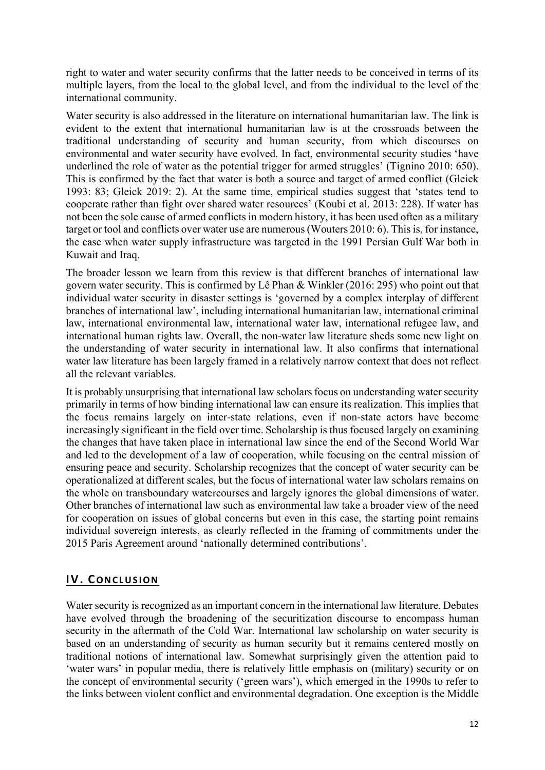right to water and water security confirms that the latter needs to be conceived in terms of its multiple layers, from the local to the global level, and from the individual to the level of the international community.

Water security is also addressed in the literature on international humanitarian law. The link is evident to the extent that international humanitarian law is at the crossroads between the traditional understanding of security and human security, from which discourses on environmental and water security have evolved. In fact, environmental security studies 'have underlined the role of water as the potential trigger for armed struggles' (Tignino 2010: 650). This is confirmed by the fact that water is both a source and target of armed conflict (Gleick 1993: 83; Gleick 2019: 2). At the same time, empirical studies suggest that 'states tend to cooperate rather than fight over shared water resources' (Koubi et al. 2013: 228). If water has not been the sole cause of armed conflicts in modern history, it has been used often as a military target or tool and conflicts over water use are numerous (Wouters 2010: 6). This is, for instance, the case when water supply infrastructure was targeted in the 1991 Persian Gulf War both in Kuwait and Iraq.

The broader lesson we learn from this review is that different branches of international law govern water security. This is confirmed by Lê Phan & Winkler (2016: 295) who point out that individual water security in disaster settings is 'governed by a complex interplay of different branches of international law', including international humanitarian law, international criminal law, international environmental law, international water law, international refugee law, and international human rights law. Overall, the non-water law literature sheds some new light on the understanding of water security in international law. It also confirms that international water law literature has been largely framed in a relatively narrow context that does not reflect all the relevant variables.

It is probably unsurprising that international law scholars focus on understanding water security primarily in terms of how binding international law can ensure its realization. This implies that the focus remains largely on inter-state relations, even if non-state actors have become increasingly significant in the field over time. Scholarship is thus focused largely on examining the changes that have taken place in international law since the end of the Second World War and led to the development of a law of cooperation, while focusing on the central mission of ensuring peace and security. Scholarship recognizes that the concept of water security can be operationalized at different scales, but the focus of international water law scholars remains on the whole on transboundary watercourses and largely ignores the global dimensions of water. Other branches of international law such as environmental law take a broader view of the need for cooperation on issues of global concerns but even in this case, the starting point remains individual sovereign interests, as clearly reflected in the framing of commitments under the 2015 Paris Agreement around 'nationally determined contributions'.

## IV. Conclusion

Water security is recognized as an important concern in the international law literature. Debates have evolved through the broadening of the securitization discourse to encompass human security in the aftermath of the Cold War. International law scholarship on water security is based on an understanding of security as human security but it remains centered mostly on traditional notions of international law. Somewhat surprisingly given the attention paid to 'water wars' in popular media, there is relatively little emphasis on (military) security or on the concept of environmental security ('green wars'), which emerged in the 1990s to refer to the links between violent conflict and environmental degradation. One exception is the Middle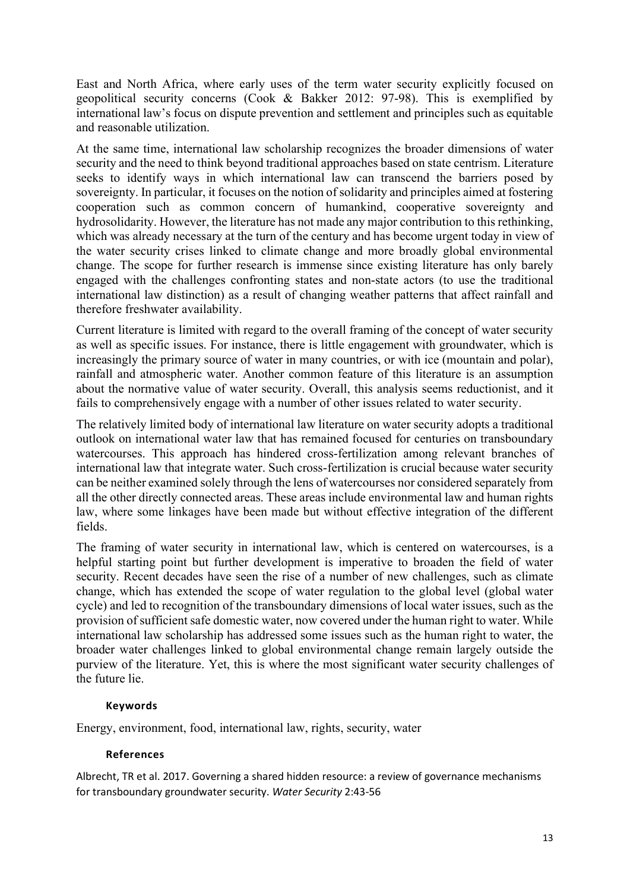East and North Africa, where early uses of the term water security explicitly focused on geopolitical security concerns (Cook & Bakker 2012: 97-98). This is exemplified by international law's focus on dispute prevention and settlement and principles such as equitable and reasonable utilization.

At the same time, international law scholarship recognizes the broader dimensions of water security and the need to think beyond traditional approaches based on state centrism. Literature seeks to identify ways in which international law can transcend the barriers posed by sovereignty. In particular, it focuses on the notion of solidarity and principles aimed at fostering cooperation such as common concern of humankind, cooperative sovereignty and hydrosolidarity. However, the literature has not made any major contribution to this rethinking, which was already necessary at the turn of the century and has become urgent today in view of the water security crises linked to climate change and more broadly global environmental change. The scope for further research is immense since existing literature has only barely engaged with the challenges confronting states and non-state actors (to use the traditional international law distinction) as a result of changing weather patterns that affect rainfall and therefore freshwater availability.

Current literature is limited with regard to the overall framing of the concept of water security as well as specific issues. For instance, there is little engagement with groundwater, which is increasingly the primary source of water in many countries, or with ice (mountain and polar), rainfall and atmospheric water. Another common feature of this literature is an assumption about the normative value of water security. Overall, this analysis seems reductionist, and it fails to comprehensively engage with a number of other issues related to water security.

The relatively limited body of international law literature on water security adopts a traditional outlook on international water law that has remained focused for centuries on transboundary watercourses. This approach has hindered cross-fertilization among relevant branches of international law that integrate water. Such cross-fertilization is crucial because water security can be neither examined solely through the lens of watercourses nor considered separately from all the other directly connected areas. These areas include environmental law and human rights law, where some linkages have been made but without effective integration of the different fields.

The framing of water security in international law, which is centered on watercourses, is a helpful starting point but further development is imperative to broaden the field of water security. Recent decades have seen the rise of a number of new challenges, such as climate change, which has extended the scope of water regulation to the global level (global water cycle) and led to recognition of the transboundary dimensions of local water issues, such as the provision of sufficient safe domestic water, now covered under the human right to water. While international law scholarship has addressed some issues such as the human right to water, the broader water challenges linked to global environmental change remain largely outside the purview of the literature. Yet, this is where the most significant water security challenges of the future lie.

## Keywords

Energy, environment, food, international law, rights, security, water

## References

Albrecht, TR et al. 2017. Governing a shared hidden resource: a review of governance mechanisms for transboundary groundwater security. *Water Security* 2:43-56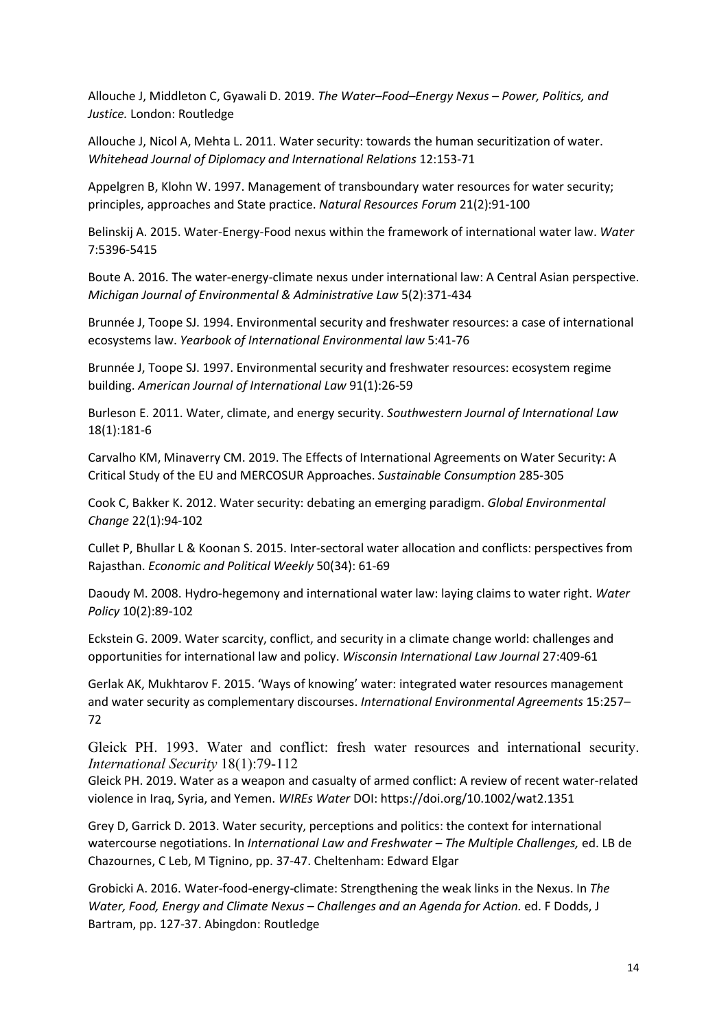Allouche J, Middleton C, Gyawali D. 2019. *The Water–Food–Energy Nexus – Power, Politics, and Justice.* London: Routledge

Allouche J, Nicol A, Mehta L. 2011. Water security: towards the human securitization of water. *Whitehead Journal of Diplomacy and International Relations* 12:153-71

Appelgren B, Klohn W. 1997. Management of transboundary water resources for water security; principles, approaches and State practice. *Natural Resources Forum* 21(2):91-100

Belinskij A. 2015. Water-Energy-Food nexus within the framework of international water law. *Water* 7:5396-5415

Boute A. 2016. The water-energy-climate nexus under international law: A Central Asian perspective. *Michigan Journal of Environmental & Administrative Law* 5(2):371-434

Brunnée J, Toope SJ. 1994. Environmental security and freshwater resources: a case of international ecosystems law. *Yearbook of International Environmental law* 5:41-76

Brunnée J, Toope SJ. 1997. Environmental security and freshwater resources: ecosystem regime building. *American Journal of International Law* 91(1):26-59

Burleson E. 2011. Water, climate, and energy security. *Southwestern Journal of International Law* 18(1):181-6

Carvalho KM, Minaverry CM. 2019. The Effects of International Agreements on Water Security: A Critical Study of the EU and MERCOSUR Approaches. *Sustainable Consumption* 285-305

Cook C, Bakker K. 2012. Water security: debating an emerging paradigm. *Global Environmental Change* 22(1):94-102

Cullet P, Bhullar L & Koonan S. 2015. Inter-sectoral water allocation and conflicts: perspectives from Rajasthan. *Economic and Political Weekly* 50(34): 61-69

Daoudy M. 2008. Hydro-hegemony and international water law: laying claims to water right. *Water Policy* 10(2):89-102

Eckstein G. 2009. Water scarcity, conflict, and security in a climate change world: challenges and opportunities for international law and policy. *Wisconsin International Law Journal* 27:409-61

Gerlak AK, Mukhtarov F. 2015. 'Ways of knowing' water: integrated water resources management and water security as complementary discourses. *International Environmental Agreements* 15:257–72

Gleick PH. 1993. Water and conflict: fresh water resources and international security. *International Security* 18(1):79-112

Gleick PH. 2019. Water as a weapon and casualty of armed conflict: A review of recent water-related violence in Iraq, Syria, and Yemen. *WIREs Water* DOI: https://doi.org/10.1002/wat2.1351

Grey D, Garrick D. 2013. Water security, perceptions and politics: the context for international watercourse negotiations. In *International Law and Freshwater – The Multiple Challenges,* ed. LB de Chazournes, C Leb, M Tignino, pp. 37-47. Cheltenham: Edward Elgar

Grobicki A. 2016. Water-food-energy-climate: Strengthening the weak links in the Nexus. In *The Water, Food, Energy and Climate Nexus – Challenges and an Agenda for Action.* ed. F Dodds, J Bartram, pp. 127-37. Abingdon: Routledge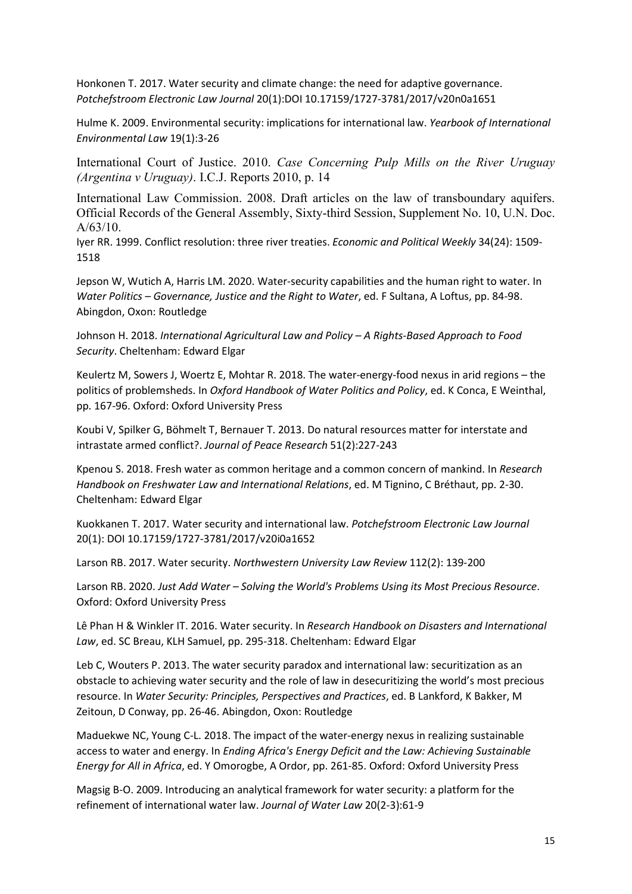Honkonen T. 2017. Water security and climate change: the need for adaptive governance. *Potchefstroom Electronic Law Journal* 20(1):DOI 10.17159/1727-3781/2017/v20n0a1651

Hulme K. 2009. Environmental security: implications for international law. *Yearbook of International Environmental Law* 19(1):3-26

International Court of Justice. 2010. *Case Concerning Pulp Mills on the River Uruguay (Argentina v Uruguay)*. I.C.J. Reports 2010, p. 14

International Law Commission. 2008. Draft articles on the law of transboundary aquifers. Official Records of the General Assembly, Sixty-third Session, Supplement No. 10, U.N. Doc. A/63/10.

Iyer RR. 1999. Conflict resolution: three river treaties. *Economic and Political Weekly* 34(24): 1509-1518

Jepson W, Wutich A, Harris LM. 2020. Water-security capabilities and the human right to water. In *Water Politics – Governance, Justice and the Right to Water*, ed. F Sultana, A Loftus, pp. 84-98. Abingdon, Oxon: Routledge

Johnson H. 2018. *International Agricultural Law and Policy – A Rights-Based Approach to Food Security*. Cheltenham: Edward Elgar

Keulertz M, Sowers J, Woertz E, Mohtar R. 2018. The water-energy-food nexus in arid regions – the politics of problemsheds. In *Oxford Handbook of Water Politics and Policy*, ed. K Conca, E Weinthal, pp. 167-96. Oxford: Oxford University Press

Koubi V, Spilker G, Böhmelt T, Bernauer T. 2013. Do natural resources matter for interstate and intrastate armed conflict?. *Journal of Peace Research* 51(2):227-243

Kpenou S. 2018. Fresh water as common heritage and a common concern of mankind. In *Research Handbook on Freshwater Law and International Relations*, ed. M Tignino, C Bréthaut, pp. 2-30. Cheltenham: Edward Elgar

Kuokkanen T. 2017. Water security and international law. *Potchefstroom Electronic Law Journal* 20(1): DOI 10.17159/1727-3781/2017/v20i0a1652

Larson RB. 2017. Water security. *Northwestern University Law Review* 112(2): 139-200

Larson RB. 2020. *Just Add Water – Solving the World's Problems Using its Most Precious Resource*. Oxford: Oxford University Press

Lê Phan H & Winkler IT. 2016. Water security. In *Research Handbook on Disasters and International Law*, ed. SC Breau, KLH Samuel, pp. 295-318. Cheltenham: Edward Elgar

Leb C, Wouters P. 2013. The water security paradox and international law: securitization as an obstacle to achieving water security and the role of law in desecuritizing the world's most precious resource. In *Water Security: Principles, Perspectives and Practices*, ed. B Lankford, K Bakker, M Zeitoun, D Conway, pp. 26-46. Abingdon, Oxon: Routledge

Maduekwe NC, Young C-L. 2018. The impact of the water-energy nexus in realizing sustainable access to water and energy. In *Ending Africa's Energy Deficit and the Law: Achieving Sustainable Energy for All in Africa*, ed. Y Omorogbe, A Ordor, pp. 261-85. Oxford: Oxford University Press

Magsig B-O. 2009. Introducing an analytical framework for water security: a platform for the refinement of international water law. *Journal of Water Law* 20(2-3):61-9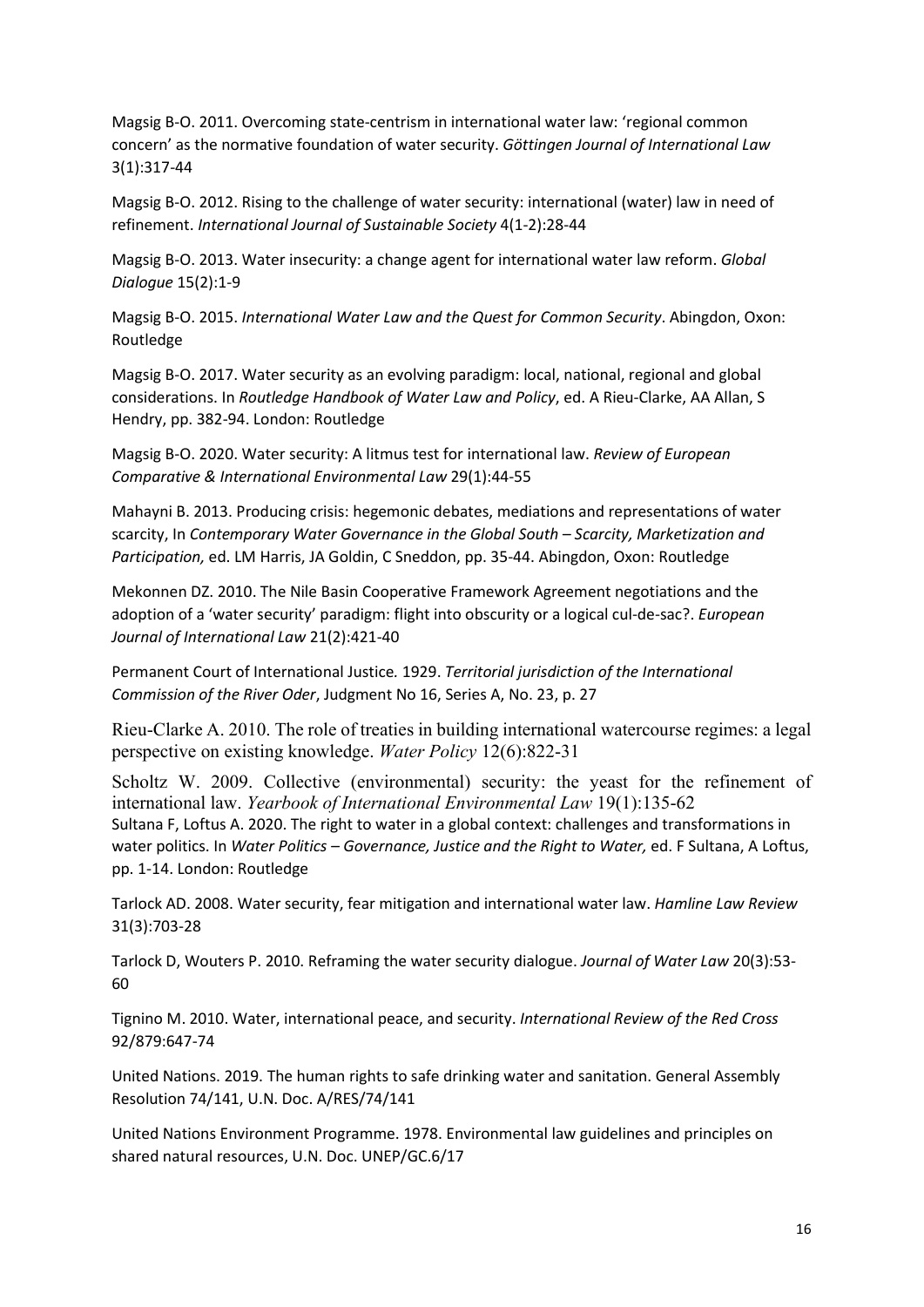Magsig B-O. 2011. Overcoming state-centrism in international water law: 'regional common concern' as the normative foundation of water security. *Göttingen Journal of International Law* 3(1):317-44

Magsig B-O. 2012. Rising to the challenge of water security: international (water) law in need of refinement. *International Journal of Sustainable Society* 4(1-2):28-44

Magsig B-O. 2013. Water insecurity: a change agent for international water law reform. *Global Dialogue* 15(2):1-9

Magsig B-O. 2015. *International Water Law and the Quest for Common Security*. Abingdon, Oxon: Routledge

Magsig B-O. 2017. Water security as an evolving paradigm: local, national, regional and global considerations. In *Routledge Handbook of Water Law and Policy*, ed. A Rieu-Clarke, AA Allan, S Hendry, pp. 382-94. London: Routledge

Magsig B-O. 2020. Water security: A litmus test for international law. *Review of European Comparative & International Environmental Law* 29(1):44-55

Mahayni B. 2013. Producing crisis: hegemonic debates, mediations and representations of water scarcity, In *Contemporary Water Governance in the Global South – Scarcity, Marketization and Participation,* ed. LM Harris, JA Goldin, C Sneddon, pp. 35-44. Abingdon, Oxon: Routledge

Mekonnen DZ. 2010. The Nile Basin Cooperative Framework Agreement negotiations and the adoption of a 'water security' paradigm: flight into obscurity or a logical cul-de-sac?. *European Journal of International Law* 21(2):421-40

Permanent Court of International Justice. 1929. *Territorial jurisdiction of the International Commission of the River Oder*, Judgment No 16, Series A, No. 23, p. 27

Rieu-Clarke A. 2010. The role of treaties in building international watercourse regimes: a legal perspective on existing knowledge. *Water Policy* 12(6):822-31

Scholtz W. 2009. Collective (environmental) security: the yeast for the refinement of international law. *Yearbook of International Environmental Law* 19(1):135-62

Sultana F, Loftus A. 2020. The right to water in a global context: challenges and transformations in water politics. In *Water Politics – Governance, Justice and the Right to Water,* ed. F Sultana, A Loftus, pp. 1-14. London: Routledge

Tarlock AD. 2008. Water security, fear mitigation and international water law. *Hamline Law Review* 31(3):703-28

Tarlock D, Wouters P. 2010. Reframing the water security dialogue. *Journal of Water Law* 20(3):53-60

Tignino M. 2010. Water, international peace, and security. *International Review of the Red Cross* 92/879:647-74

United Nations. 2019. The human rights to safe drinking water and sanitation. General Assembly Resolution 74/141, U.N. Doc. A/RES/74/141

United Nations Environment Programme. 1978. Environmental law guidelines and principles on shared natural resources, U.N. Doc. UNEP/GC.6/17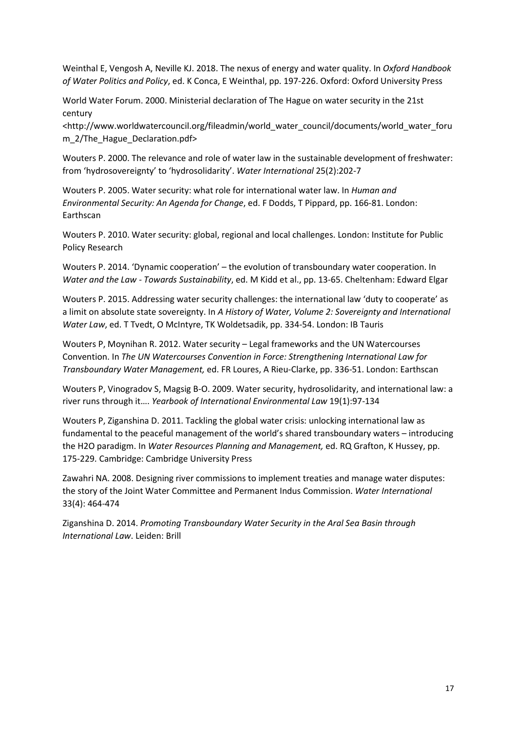Weinthal E, Vengosh A, Neville KJ. 2018. The nexus of energy and water quality. In *Oxford Handbook of Water Politics and Policy*, ed. K Conca, E Weinthal, pp. 197-226. Oxford: Oxford University Press

World Water Forum. 2000. Ministerial declaration of The Hague on water security in the 21st century <http://www.worldwatercouncil.org/fileadmin/world_water_council/documents/world_water_forum_2/The_Hague_Declaration.pdf>

Wouters P. 2000. The relevance and role of water law in the sustainable development of freshwater: from 'hydrosovereignty' to 'hydrosolidarity'. *Water International* 25(2):202-7

Wouters P. 2005. Water security: what role for international water law. In *Human and Environmental Security: An Agenda for Change*, ed. F Dodds, T Pippard, pp. 166-81. London: Earthscan

Wouters P. 2010. Water security: global, regional and local challenges. London: Institute for Public Policy Research

Wouters P. 2014. 'Dynamic cooperation' – the evolution of transboundary water cooperation. In *Water and the Law - Towards Sustainability*, ed. M Kidd et al., pp. 13-65. Cheltenham: Edward Elgar

Wouters P. 2015. Addressing water security challenges: the international law 'duty to cooperate' as a limit on absolute state sovereignty. In *A History of Water, Volume 2: Sovereignty and International Water Law*, ed. T Tvedt, O McIntyre, TK Woldetsadik, pp. 334-54. London: IB Tauris

Wouters P, Moynihan R. 2012. Water security – Legal frameworks and the UN Watercourses Convention. In *The UN Watercourses Convention in Force: Strengthening International Law for Transboundary Water Management,* ed. FR Loures, A Rieu-Clarke, pp. 336-51. London: Earthscan

Wouters P, Vinogradov S, Magsig B-O. 2009. Water security, hydrosolidarity, and international law: a river runs through it…. *Yearbook of International Environmental Law* 19(1):97-134

Wouters P, Ziganshina D. 2011. Tackling the global water crisis: unlocking international law as fundamental to the peaceful management of the world's shared transboundary waters – introducing the H2O paradigm. In *Water Resources Planning and Management,* ed. RQ Grafton, K Hussey, pp. 175-229. Cambridge: Cambridge University Press

Zawahri NA. 2008. Designing river commissions to implement treaties and manage water disputes: the story of the Joint Water Committee and Permanent Indus Commission. *Water International* 33(4): 464-474

Ziganshina D. 2014. *Promoting Transboundary Water Security in the Aral Sea Basin through International Law*. Leiden: Brill